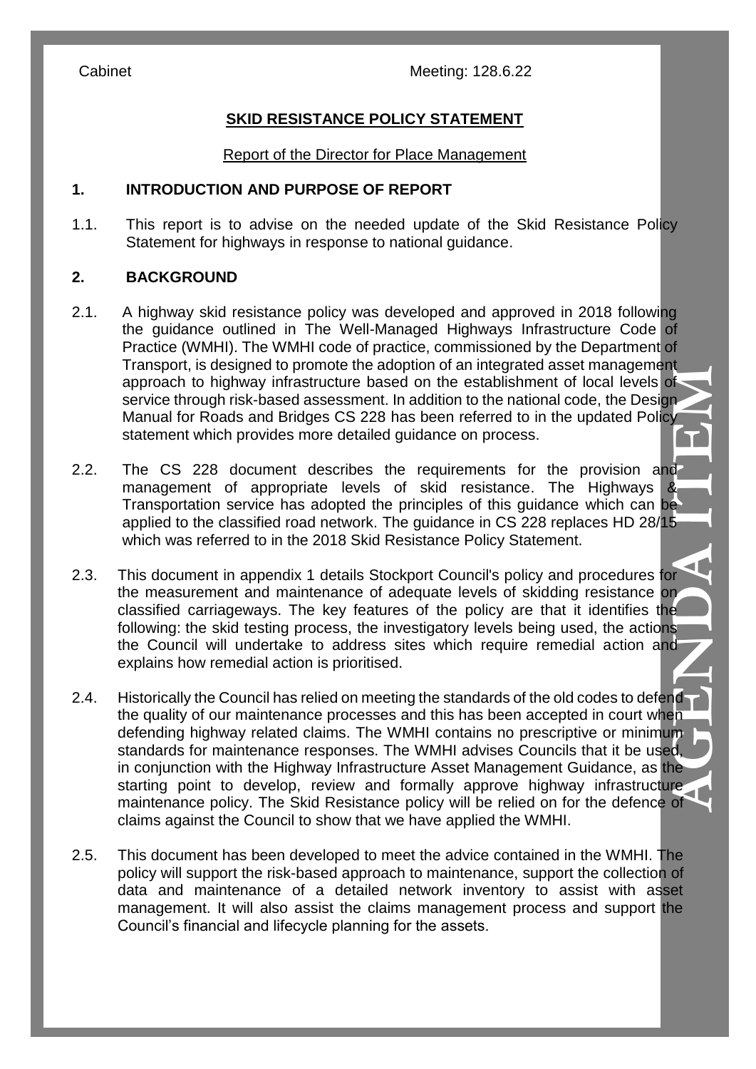Cabinet Meeting: 128.6.22

## SKID RESISTANCE POLICY STATEMENT

Report of the Director for Place Management

### 1. INTRODUCTION AND PURPOSE OF REPORT

1.1. This report is to advise on the needed update of the Skid Resistance Policy Statement for highways in response to national guidance.

### 2. BACKGROUND

2.1. A highway skid resistance policy was developed and approved in 2018 following the guidance outlined in The Well-Managed Highways Infrastructure Code of Practice (WMHI). The WMHI code of practice, commissioned by the Department of Transport, is designed to promote the adoption of an integrated asset management approach to highway infrastructure based on the establishment of local levels of service through risk-based assessment. In addition to the national code, the Design Manual for Roads and Bridges CS 228 has been referred to in the updated Policy statement which provides more detailed guidance on process.

2.2. The CS 228 document describes the requirements for the provision and management of appropriate levels of skid resistance. The Highways & Transportation service has adopted the principles of this guidance which can be applied to the classified road network. The guidance in CS 228 replaces HD 28/15 which was referred to in the 2018 Skid Resistance Policy Statement.

2.3. This document in appendix 1 details Stockport Council's policy and procedures for the measurement and maintenance of adequate levels of skidding resistance on classified carriageways. The key features of the policy are that it identifies the following: the skid testing process, the investigatory levels being used, the actions the Council will undertake to address sites which require remedial action and explains how remedial action is prioritised.

2.4. Historically the Council has relied on meeting the standards of the old codes to defend the quality of our maintenance processes and this has been accepted in court when defending highway related claims. The WMHI contains no prescriptive or minimum standards for maintenance responses. The WMHI advises Councils that it be used, in conjunction with the Highway Infrastructure Asset Management Guidance, as the starting point to develop, review and formally approve highway infrastructure maintenance policy. The Skid Resistance policy will be relied on for the defence of claims against the Council to show that we have applied the WMHI.

2.5. This document has been developed to meet the advice contained in the WMHI. The policy will support the risk-based approach to maintenance, support the collection of data and maintenance of a detailed network inventory to assist with asset management. It will also assist the claims management process and support the Council's financial and lifecycle planning for the assets.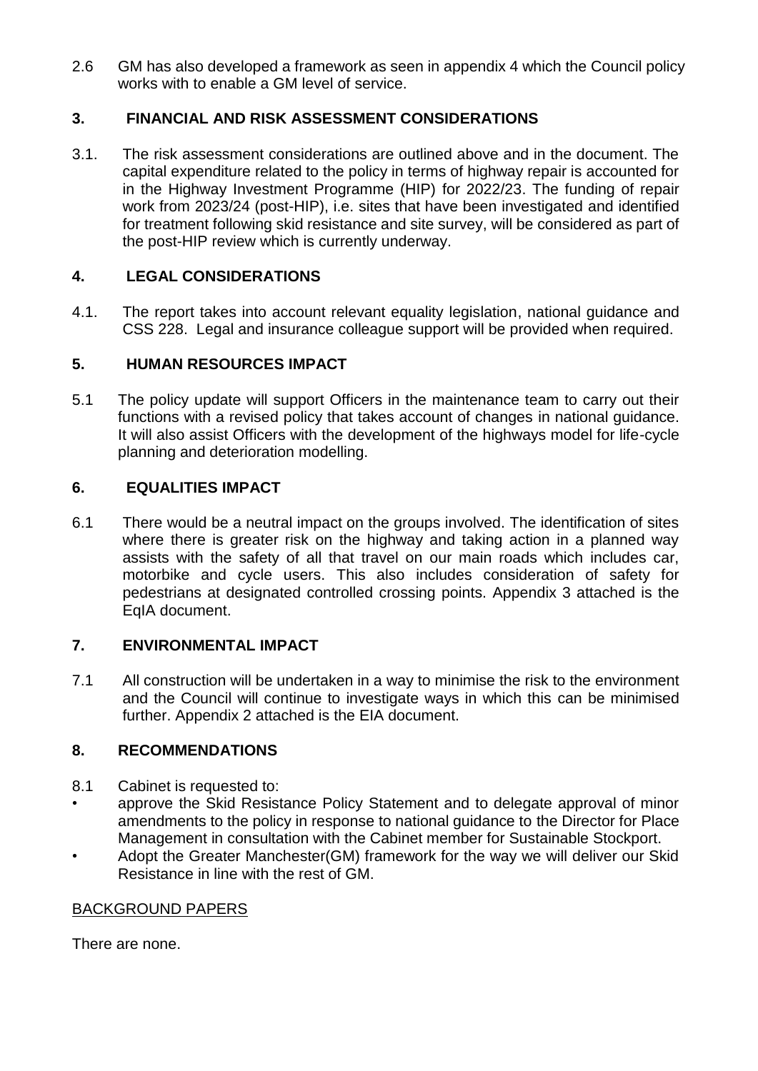2.6 GM has also developed a framework as seen in appendix 4 which the Council policy works with to enable a GM level of service.

## 3. FINANCIAL AND RISK ASSESSMENT CONSIDERATIONS

3.1. The risk assessment considerations are outlined above and in the document. The capital expenditure related to the policy in terms of highway repair is accounted for in the Highway Investment Programme (HIP) for 2022/23. The funding of repair work from 2023/24 (post-HIP), i.e. sites that have been investigated and identified for treatment following skid resistance and site survey, will be considered as part of the post-HIP review which is currently underway.

## 4. LEGAL CONSIDERATIONS

4.1. The report takes into account relevant equality legislation, national guidance and CSS 228. Legal and insurance colleague support will be provided when required.

## 5. HUMAN RESOURCES IMPACT

5.1 The policy update will support Officers in the maintenance team to carry out their functions with a revised policy that takes account of changes in national guidance. It will also assist Officers with the development of the highways model for life-cycle planning and deterioration modelling.

## 6. EQUALITIES IMPACT

6.1 There would be a neutral impact on the groups involved. The identification of sites where there is greater risk on the highway and taking action in a planned way assists with the safety of all that travel on our main roads which includes car, motorbike and cycle users. This also includes consideration of safety for pedestrians at designated controlled crossing points. Appendix 3 attached is the EqIA document.

## 7. ENVIRONMENTAL IMPACT

7.1 All construction will be undertaken in a way to minimise the risk to the environment and the Council will continue to investigate ways in which this can be minimised further. Appendix 2 attached is the EIA document.

## 8. RECOMMENDATIONS

8.1 Cabinet is requested to:

- approve the Skid Resistance Policy Statement and to delegate approval of minor amendments to the policy in response to national guidance to the Director for Place Management in consultation with the Cabinet member for Sustainable Stockport.
- Adopt the Greater Manchester(GM) framework for the way we will deliver our Skid Resistance in line with the rest of GM.

BACKGROUND PAPERS

There are none.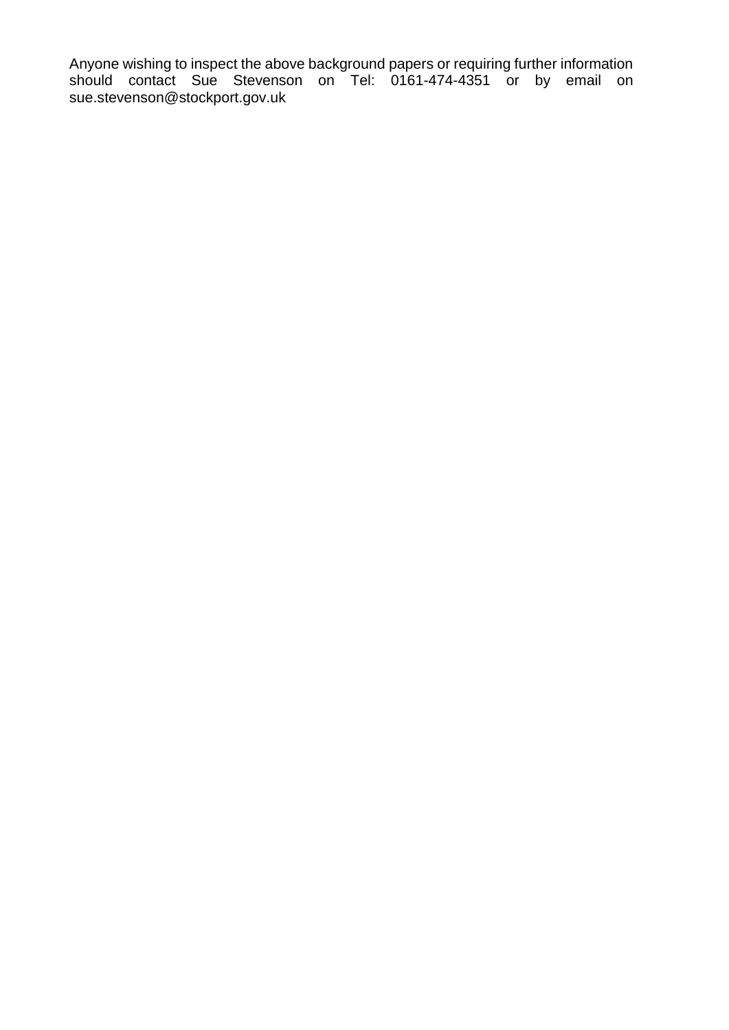Anyone wishing to inspect the above background papers or requiring further information should contact Sue Stevenson on Tel: 0161-474-4351 or by email on sue.stevenson@stockport.gov.uk